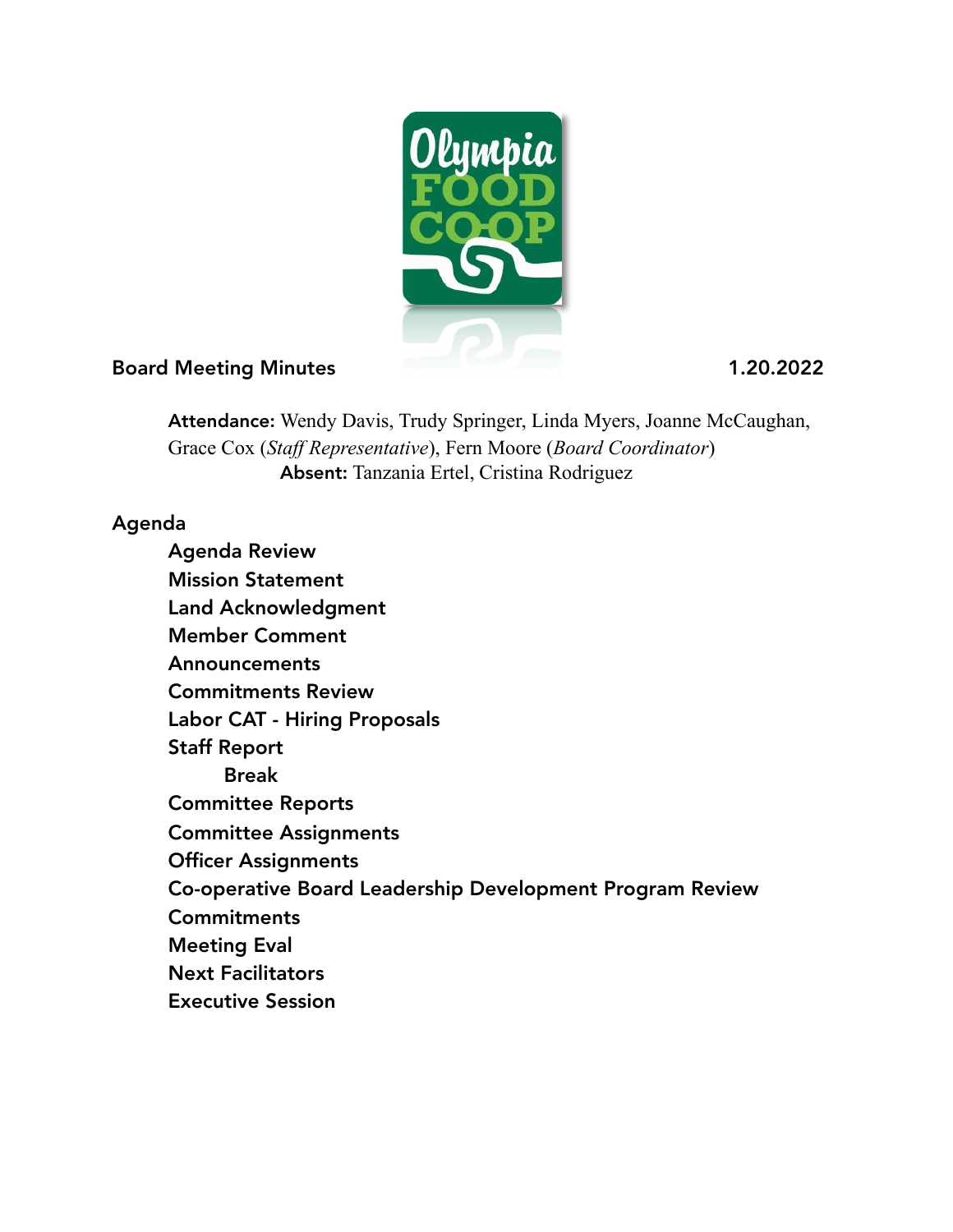# Board Meeting Minutes

1.20.2022

**Attendance:** Wendy Davis, Trudy Springer, Linda Myers, Joanne McCaughan, Grace Cox (*Staff Representative*), Fern Moore (*Board Coordinator*)
**Absent:** Tanzania Ertel, Cristina Rodriguez

## Agenda

- **Agenda Review**
- **Mission Statement**
- **Land Acknowledgment**
- **Member Comment**
- **Announcements**
- **Commitments Review**
- **Labor CAT - Hiring Proposals**
- **Staff Report**
  - **Break**
- **Committee Reports**
- **Committee Assignments**
- **Officer Assignments**
- **Co-operative Board Leadership Development Program Review**
- **Commitments**
- **Meeting Eval**
- **Next Facilitators**
- **Executive Session**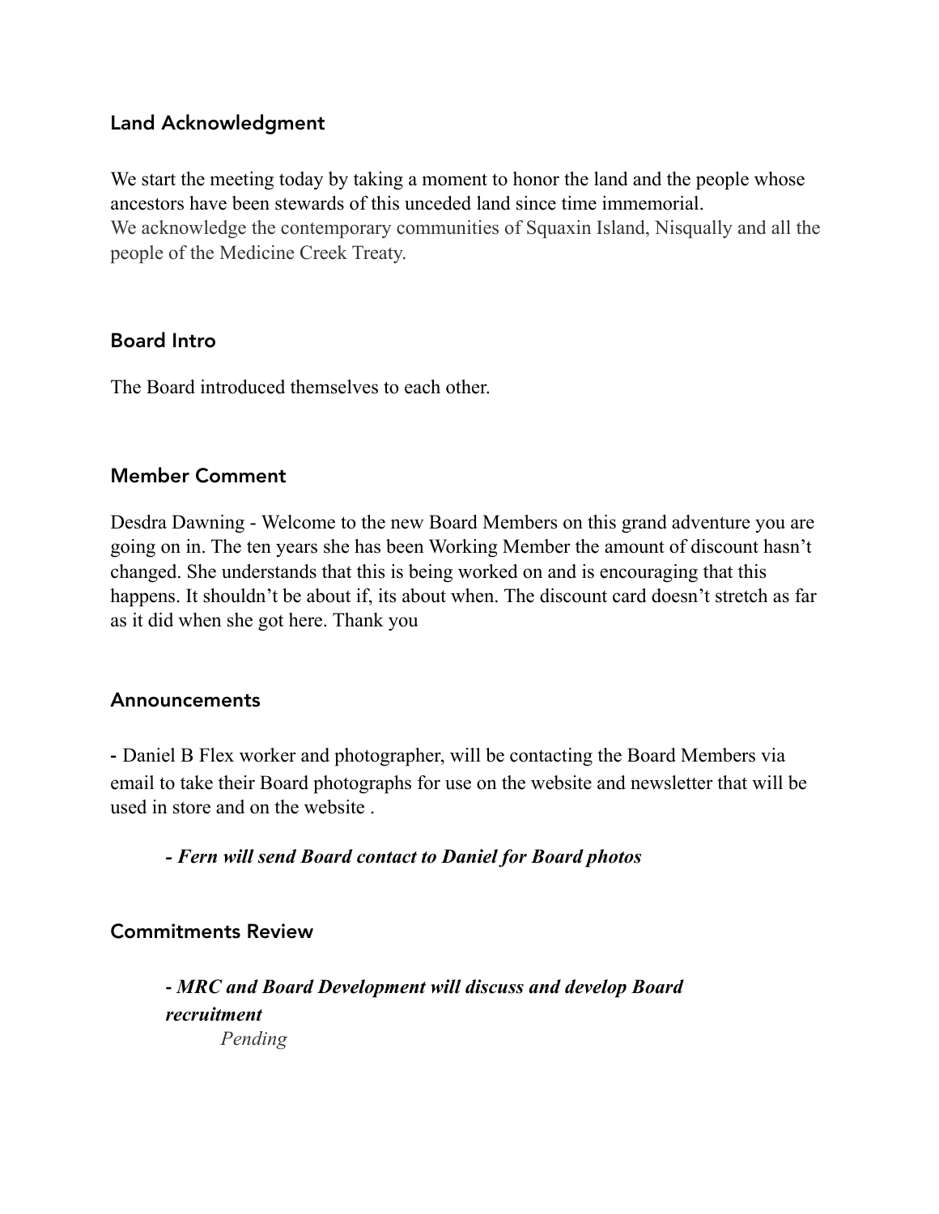## Land Acknowledgment

We start the meeting today by taking a moment to honor the land and the people whose ancestors have been stewards of this unceded land since time immemorial.
We acknowledge the contemporary communities of Squaxin Island, Nisqually and all the people of the Medicine Creek Treaty.

## Board Intro

The Board introduced themselves to each other.

## Member Comment

Desdra Dawning - Welcome to the new Board Members on this grand adventure you are going on in. The ten years she has been Working Member the amount of discount hasn't changed. She understands that this is being worked on and is encouraging that this happens. It shouldn't be about if, its about when. The discount card doesn't stretch as far as it did when she got here. Thank you

## Announcements

- Daniel B Flex worker and photographer, will be contacting the Board Members via email to take their Board photographs for use on the website and newsletter that will be used in store and on the website .

    ***- Fern will send Board contact to Daniel for Board photos***

## Commitments Review

***- MRC and Board Development will discuss and develop Board recruitment***
*Pending*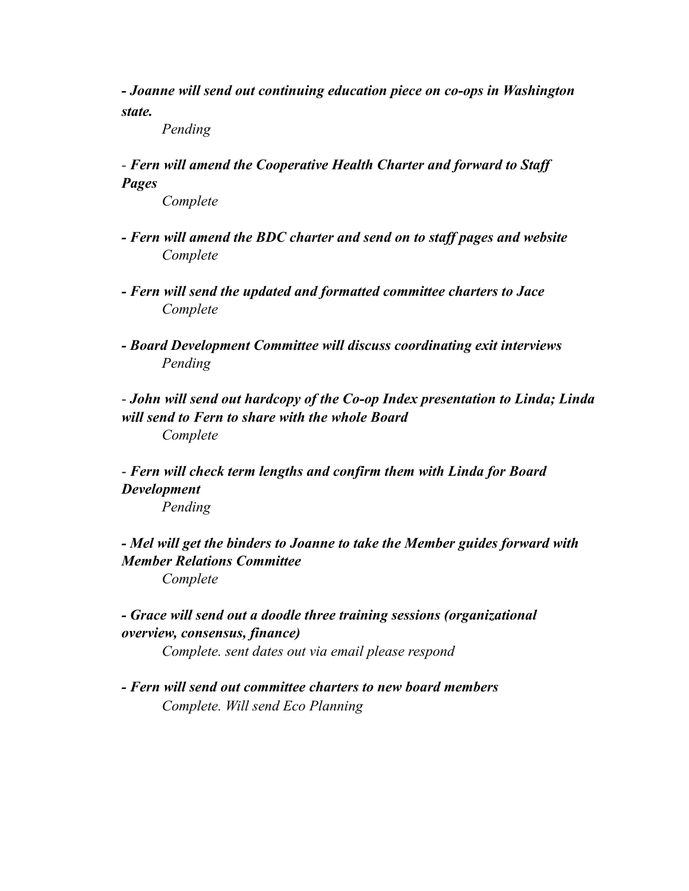***- Joanne will send out continuing education piece on co-ops in Washington state.***

*Pending*

- ***Fern will amend the Cooperative Health Charter and forward to Staff Pages***

*Complete*

***- Fern will amend the BDC charter and send on to staff pages and website***

*Complete*

***- Fern will send the updated and formatted committee charters to Jace***

*Complete*

***- Board Development Committee will discuss coordinating exit interviews***

*Pending*

- ***John will send out hardcopy of the Co-op Index presentation to Linda; Linda will send to Fern to share with the whole Board***

*Complete*

- ***Fern will check term lengths and confirm them with Linda for Board Development***

*Pending*

***- Mel will get the binders to Joanne to take the Member guides forward with Member Relations Committee***

*Complete*

***- Grace will send out a doodle three training sessions (organizational overview, consensus, finance)***

*Complete. sent dates out via email please respond*

***- Fern will send out committee charters to new board members***

*Complete. Will send Eco Planning*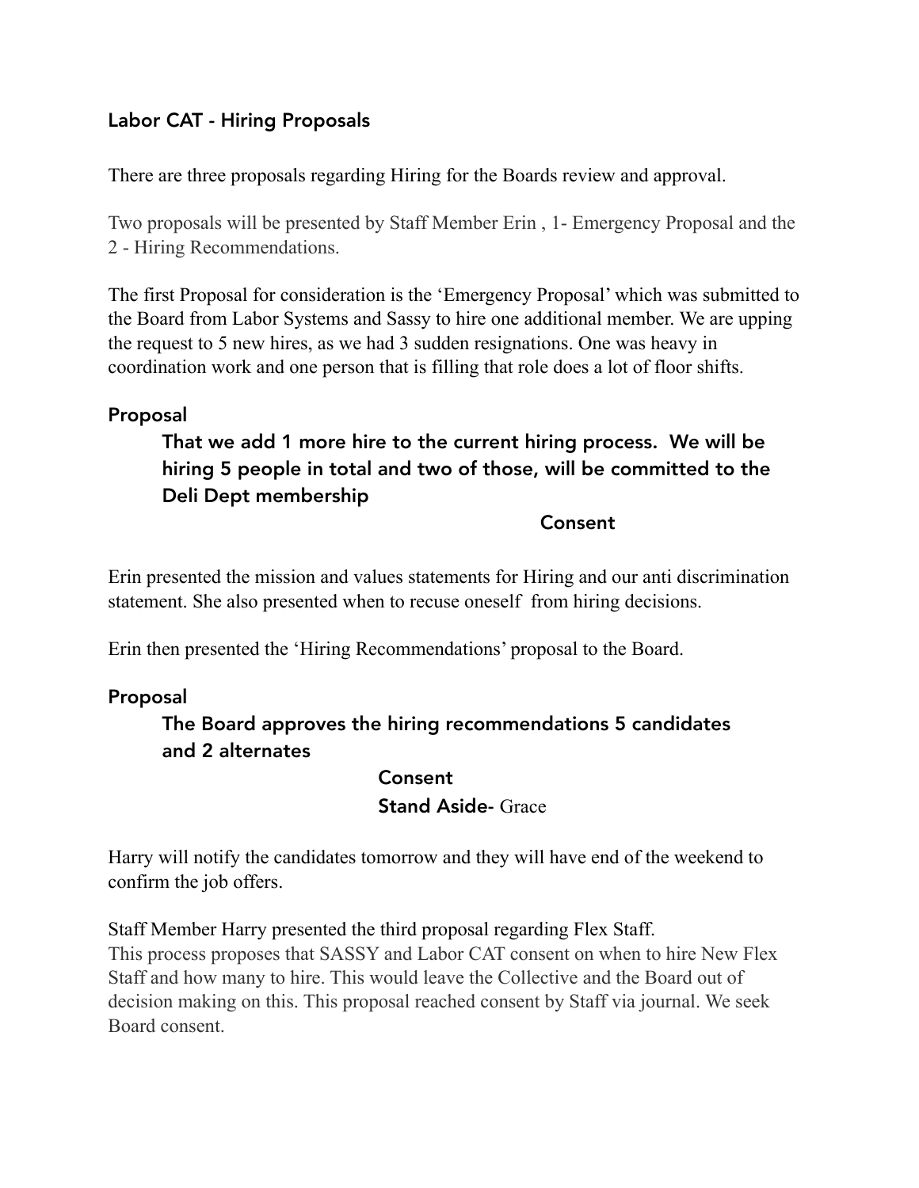### Labor CAT - Hiring Proposals

There are three proposals regarding Hiring for the Boards review and approval.

Two proposals will be presented by Staff Member Erin , 1- Emergency Proposal and the 2 - Hiring Recommendations.

The first Proposal for consideration is the 'Emergency Proposal' which was submitted to the Board from Labor Systems and Sassy to hire one additional member. We are upping the request to 5 new hires, as we had 3 sudden resignations. One was heavy in coordination work and one person that is filling that role does a lot of floor shifts.

### Proposal

> **That we add 1 more hire to the current hiring process. We will be hiring 5 people in total and two of those, will be committed to the Deli Dept membership**
>
> **Consent**

Erin presented the mission and values statements for Hiring and our anti discrimination statement. She also presented when to recuse oneself from hiring decisions.

Erin then presented the 'Hiring Recommendations' proposal to the Board.

### Proposal

> **The Board approves the hiring recommendations 5 candidates and 2 alternates**
>
> **Consent**
>
> **Stand Aside-** Grace

Harry will notify the candidates tomorrow and they will have end of the weekend to confirm the job offers.

Staff Member Harry presented the third proposal regarding Flex Staff.
This process proposes that SASSY and Labor CAT consent on when to hire New Flex Staff and how many to hire. This would leave the Collective and the Board out of decision making on this. This proposal reached consent by Staff via journal. We seek Board consent.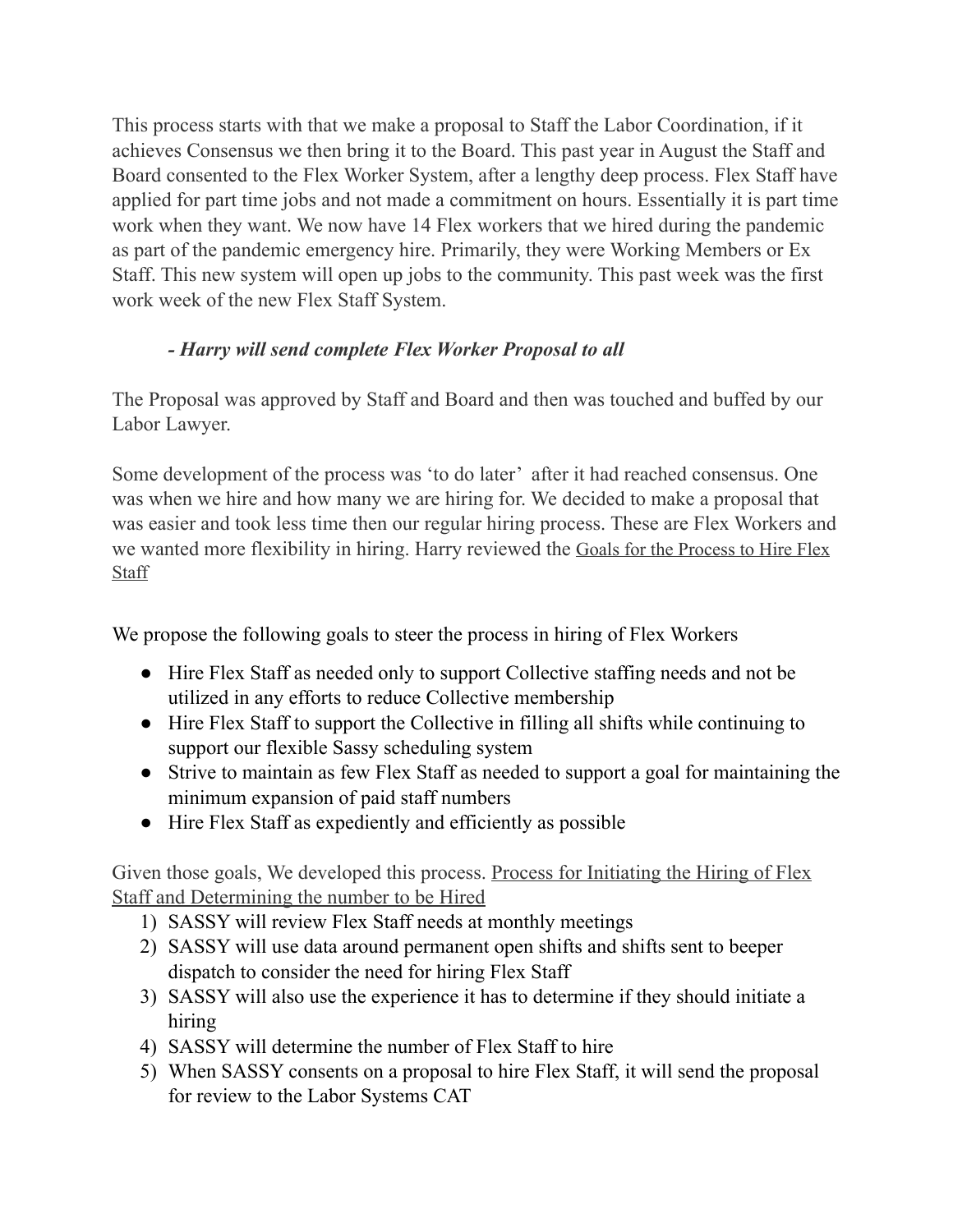This process starts with that we make a proposal to Staff the Labor Coordination, if it achieves Consensus we then bring it to the Board. This past year in August the Staff and Board consented to the Flex Worker System, after a lengthy deep process. Flex Staff have applied for part time jobs and not made a commitment on hours. Essentially it is part time work when they want. We now have 14 Flex workers that we hired during the pandemic as part of the pandemic emergency hire. Primarily, they were Working Members or Ex Staff. This new system will open up jobs to the community. This past week was the first work week of the new Flex Staff System.

***- Harry will send complete Flex Worker Proposal to all***

The Proposal was approved by Staff and Board and then was touched and buffed by our Labor Lawyer.

Some development of the process was 'to do later' after it had reached consensus. One was when we hire and how many we are hiring for. We decided to make a proposal that was easier and took less time then our regular hiring process. These are Flex Workers and we wanted more flexibility in hiring. Harry reviewed the Goals for the Process to Hire Flex Staff

We propose the following goals to steer the process in hiring of Flex Workers

- Hire Flex Staff as needed only to support Collective staffing needs and not be utilized in any efforts to reduce Collective membership
- Hire Flex Staff to support the Collective in filling all shifts while continuing to support our flexible Sassy scheduling system
- Strive to maintain as few Flex Staff as needed to support a goal for maintaining the minimum expansion of paid staff numbers
- Hire Flex Staff as expediently and efficiently as possible

Given those goals, We developed this process. Process for Initiating the Hiring of Flex Staff and Determining the number to be Hired

1) SASSY will review Flex Staff needs at monthly meetings
2) SASSY will use data around permanent open shifts and shifts sent to beeper dispatch to consider the need for hiring Flex Staff
3) SASSY will also use the experience it has to determine if they should initiate a hiring
4) SASSY will determine the number of Flex Staff to hire
5) When SASSY consents on a proposal to hire Flex Staff, it will send the proposal for review to the Labor Systems CAT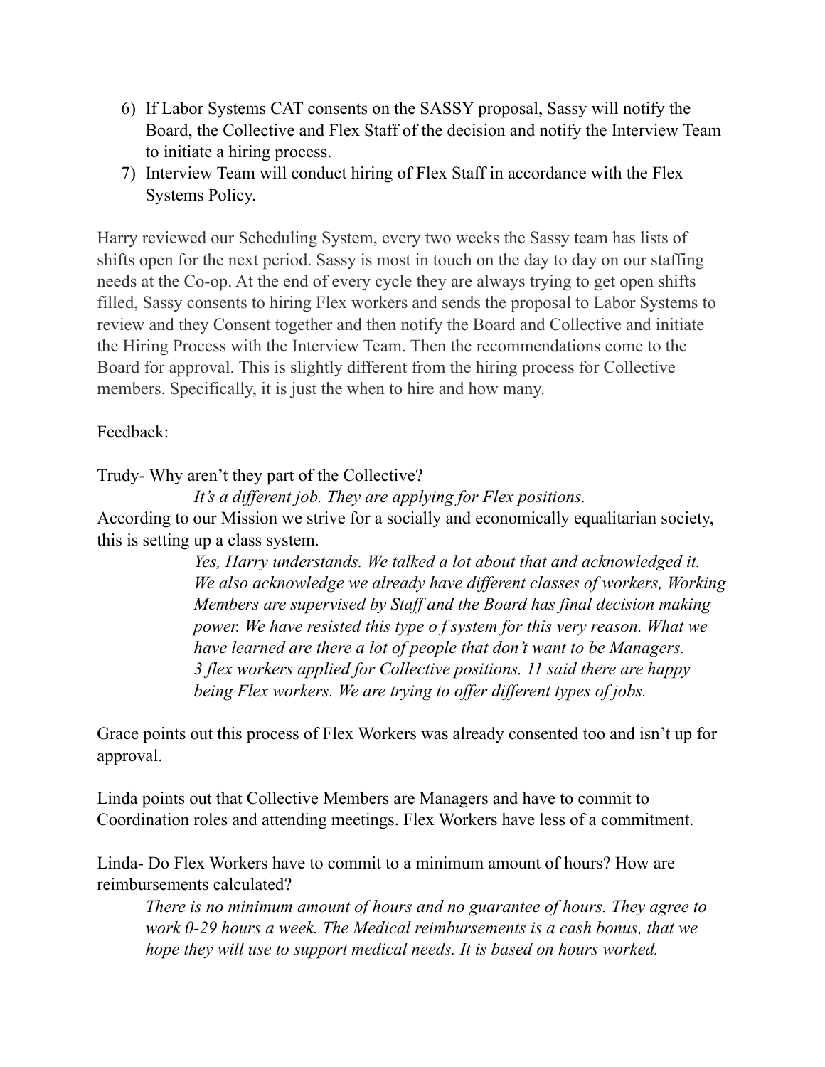6) If Labor Systems CAT consents on the SASSY proposal, Sassy will notify the Board, the Collective and Flex Staff of the decision and notify the Interview Team to initiate a hiring process.
7) Interview Team will conduct hiring of Flex Staff in accordance with the Flex Systems Policy.

Harry reviewed our Scheduling System, every two weeks the Sassy team has lists of shifts open for the next period. Sassy is most in touch on the day to day on our staffing needs at the Co-op. At the end of every cycle they are always trying to get open shifts filled, Sassy consents to hiring Flex workers and sends the proposal to Labor Systems to review and they Consent together and then notify the Board and Collective and initiate the Hiring Process with the Interview Team. Then the recommendations come to the Board for approval. This is slightly different from the hiring process for Collective members. Specifically, it is just the when to hire and how many.

Feedback:

Trudy- Why aren't they part of the Collective?

> *It's a different job. They are applying for Flex positions.*

According to our Mission we strive for a socially and economically equalitarian society, this is setting up a class system.

> *Yes, Harry understands. We talked a lot about that and acknowledged it. We also acknowledge we already have different classes of workers, Working Members are supervised by Staff and the Board has final decision making power. We have resisted this type o f system for this very reason. What we have learned are there a lot of people that don't want to be Managers. 3 flex workers applied for Collective positions. 11 said there are happy being Flex workers. We are trying to offer different types of jobs.*

Grace points out this process of Flex Workers was already consented too and isn't up for approval.

Linda points out that Collective Members are Managers and have to commit to Coordination roles and attending meetings. Flex Workers have less of a commitment.

Linda- Do Flex Workers have to commit to a minimum amount of hours? How are reimbursements calculated?

> *There is no minimum amount of hours and no guarantee of hours. They agree to work 0-29 hours a week. The Medical reimbursements is a cash bonus, that we hope they will use to support medical needs. It is based on hours worked.*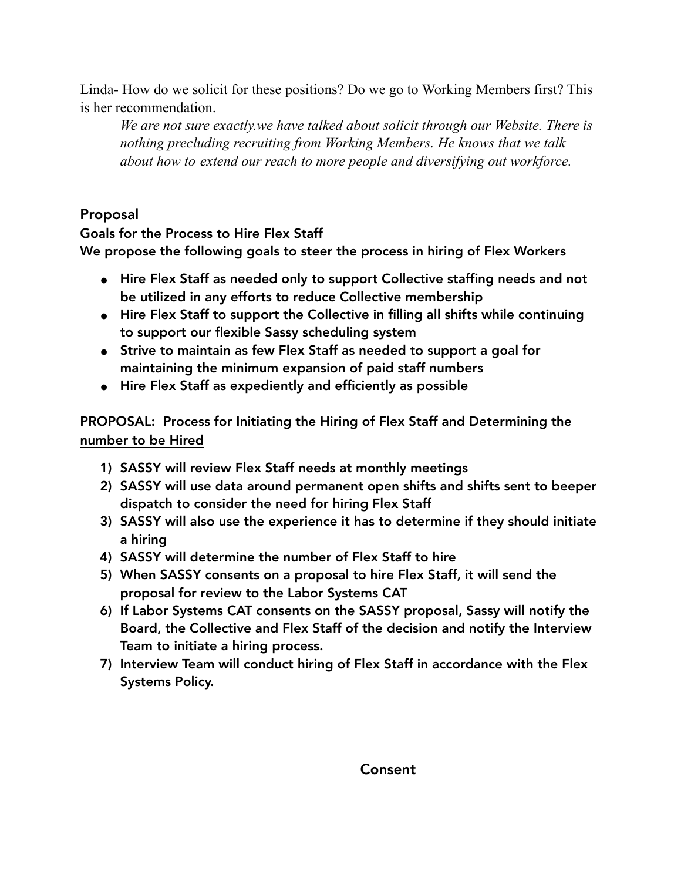Linda- How do we solicit for these positions? Do we go to Working Members first? This is her recommendation.

> *We are not sure exactly.we have talked about solicit through our Website. There is nothing precluding recruiting from Working Members. He knows that we talk about how to extend our reach to more people and diversifying out workforce.*

## Proposal

**<u>Goals for the Process to Hire Flex Staff</u>**

**We propose the following goals to steer the process in hiring of Flex Workers**

- **Hire Flex Staff as needed only to support Collective staffing needs and not be utilized in any efforts to reduce Collective membership**
- **Hire Flex Staff to support the Collective in filling all shifts while continuing to support our flexible Sassy scheduling system**
- **Strive to maintain as few Flex Staff as needed to support a goal for maintaining the minimum expansion of paid staff numbers**
- **Hire Flex Staff as expediently and efficiently as possible**

**<u>PROPOSAL: Process for Initiating the Hiring of Flex Staff and Determining the number to be Hired</u>**

1) **SASSY will review Flex Staff needs at monthly meetings**
2) **SASSY will use data around permanent open shifts and shifts sent to beeper dispatch to consider the need for hiring Flex Staff**
3) **SASSY will also use the experience it has to determine if they should initiate a hiring**
4) **SASSY will determine the number of Flex Staff to hire**
5) **When SASSY consents on a proposal to hire Flex Staff, it will send the proposal for review to the Labor Systems CAT**
6) **If Labor Systems CAT consents on the SASSY proposal, Sassy will notify the Board, the Collective and Flex Staff of the decision and notify the Interview Team to initiate a hiring process.**
7) **Interview Team will conduct hiring of Flex Staff in accordance with the Flex Systems Policy.**

**Consent**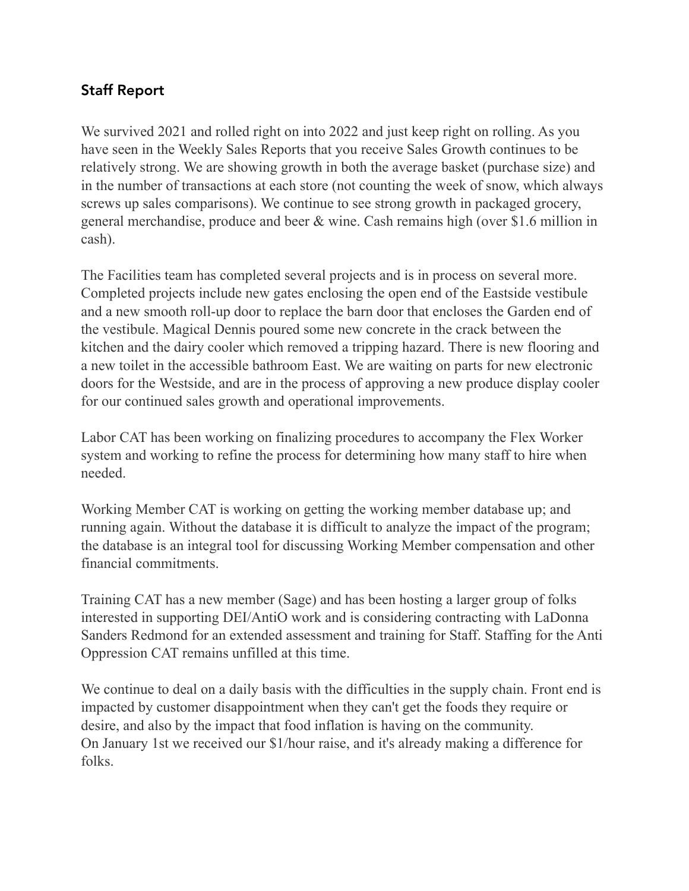## Staff Report

We survived 2021 and rolled right on into 2022 and just keep right on rolling. As you have seen in the Weekly Sales Reports that you receive Sales Growth continues to be relatively strong. We are showing growth in both the average basket (purchase size) and in the number of transactions at each store (not counting the week of snow, which always screws up sales comparisons). We continue to see strong growth in packaged grocery, general merchandise, produce and beer & wine. Cash remains high (over $1.6 million in cash).

The Facilities team has completed several projects and is in process on several more. Completed projects include new gates enclosing the open end of the Eastside vestibule and a new smooth roll-up door to replace the barn door that encloses the Garden end of the vestibule. Magical Dennis poured some new concrete in the crack between the kitchen and the dairy cooler which removed a tripping hazard. There is new flooring and a new toilet in the accessible bathroom East. We are waiting on parts for new electronic doors for the Westside, and are in the process of approving a new produce display cooler for our continued sales growth and operational improvements.

Labor CAT has been working on finalizing procedures to accompany the Flex Worker system and working to refine the process for determining how many staff to hire when needed.

Working Member CAT is working on getting the working member database up; and running again. Without the database it is difficult to analyze the impact of the program; the database is an integral tool for discussing Working Member compensation and other financial commitments.

Training CAT has a new member (Sage) and has been hosting a larger group of folks interested in supporting DEI/AntiO work and is considering contracting with LaDonna Sanders Redmond for an extended assessment and training for Staff. Staffing for the Anti Oppression CAT remains unfilled at this time.

We continue to deal on a daily basis with the difficulties in the supply chain. Front end is impacted by customer disappointment when they can't get the foods they require or desire, and also by the impact that food inflation is having on the community.
On January 1st we received our $1/hour raise, and it's already making a difference for folks.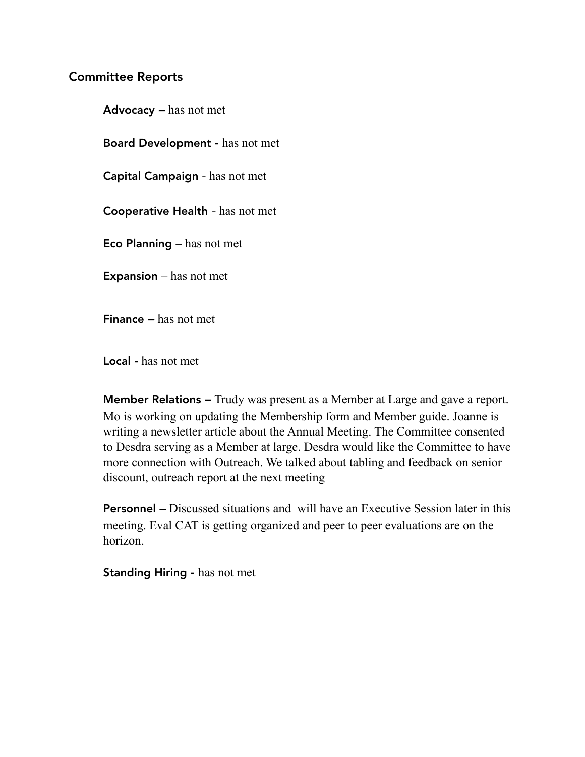## Committee Reports

**Advocacy –** has not met

**Board Development -** has not met

**Capital Campaign** - has not met

**Cooperative Health** - has not met

**Eco Planning –** has not met

**Expansion** – has not met

**Finance –** has not met

**Local -** has not met

**Member Relations –** Trudy was present as a Member at Large and gave a report. Mo is working on updating the Membership form and Member guide. Joanne is writing a newsletter article about the Annual Meeting. The Committee consented to Desdra serving as a Member at large. Desdra would like the Committee to have more connection with Outreach. We talked about tabling and feedback on senior discount, outreach report at the next meeting

**Personnel** – Discussed situations and will have an Executive Session later in this meeting. Eval CAT is getting organized and peer to peer evaluations are on the horizon.

**Standing Hiring -** has not met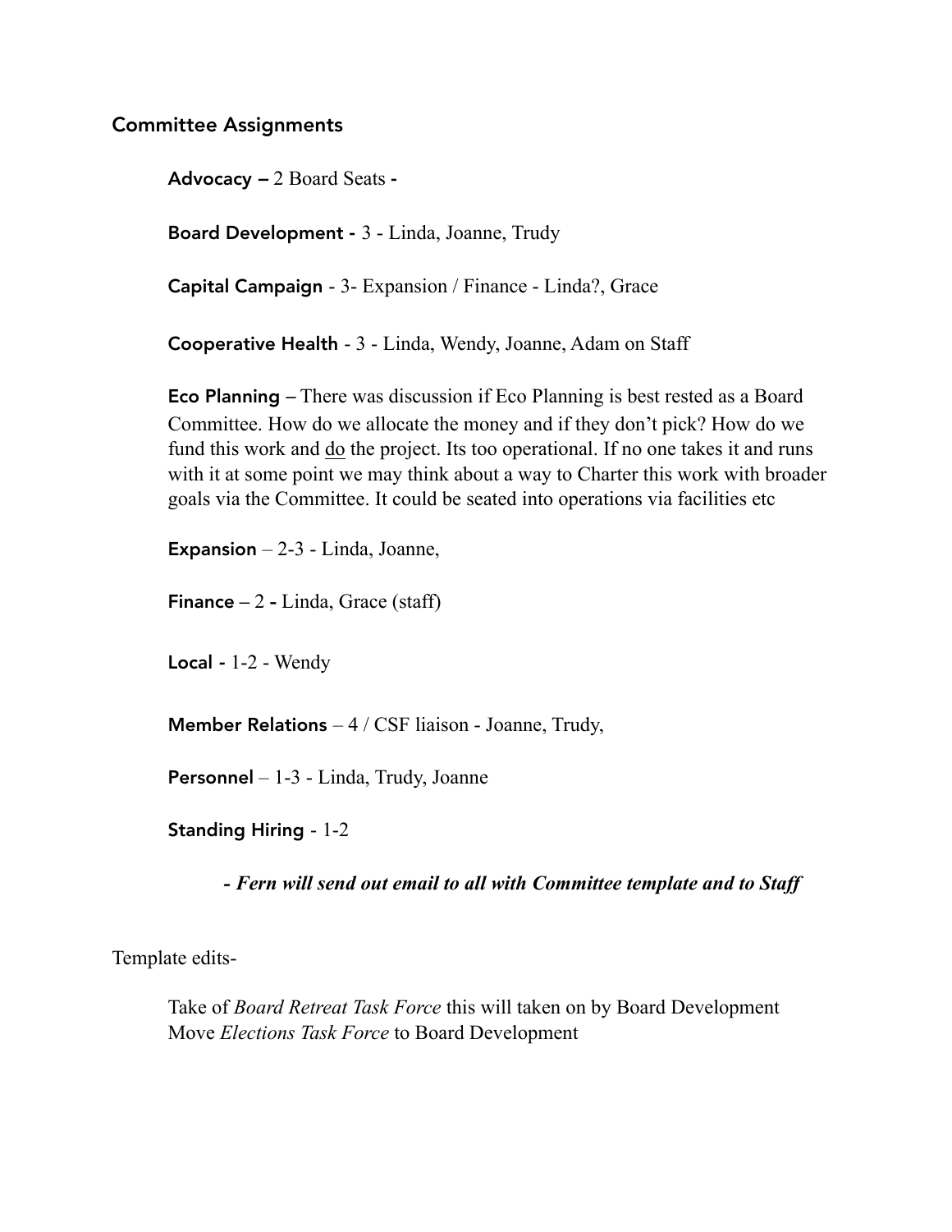## Committee Assignments

**Advocacy –** 2 Board Seats -

**Board Development -** 3 - Linda, Joanne, Trudy

**Capital Campaign** - 3- Expansion / Finance - Linda?, Grace

**Cooperative Health** - 3 - Linda, Wendy, Joanne, Adam on Staff

**Eco Planning –** There was discussion if Eco Planning is best rested as a Board Committee. How do we allocate the money and if they don't pick? How do we fund this work and <u>do</u> the project. Its too operational. If no one takes it and runs with it at some point we may think about a way to Charter this work with broader goals via the Committee. It could be seated into operations via facilities etc

**Expansion** – 2-3 - Linda, Joanne,

**Finance –** 2 - Linda, Grace (staff)

**Local -** 1-2 - Wendy

**Member Relations** – 4 / CSF liaison - Joanne, Trudy,

**Personnel** – 1-3 - Linda, Trudy, Joanne

**Standing Hiring** - 1-2

***- Fern will send out email to all with Committee template and to Staff***

Template edits-

Take of *Board Retreat Task Force* this will taken on by Board Development
Move *Elections Task Force* to Board Development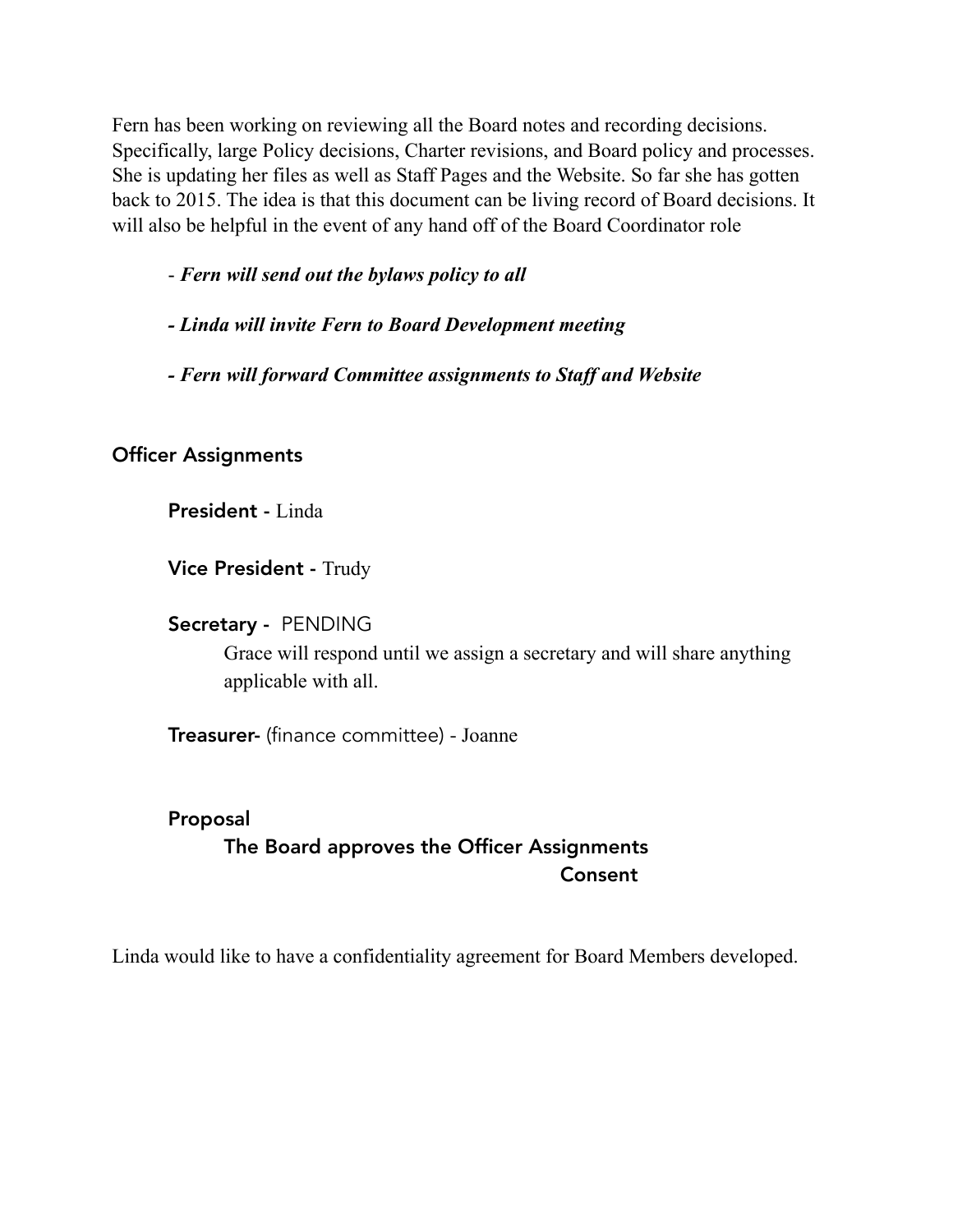Fern has been working on reviewing all the Board notes and recording decisions. Specifically, large Policy decisions, Charter revisions, and Board policy and processes. She is updating her files as well as Staff Pages and the Website. So far she has gotten back to 2015. The idea is that this document can be living record of Board decisions. It will also be helpful in the event of any hand off of the Board Coordinator role

- ***Fern will send out the bylaws policy to all***
- ***Linda will invite Fern to Board Development meeting***
- ***Fern will forward Committee assignments to Staff and Website***

## Officer Assignments

**President -** Linda

**Vice President -** Trudy

**Secretary -** PENDING

Grace will respond until we assign a secretary and will share anything applicable with all.

**Treasurer-** (finance committee) - Joanne

**Proposal**

**The Board approves the Officer Assignments**

**Consent**

Linda would like to have a confidentiality agreement for Board Members developed.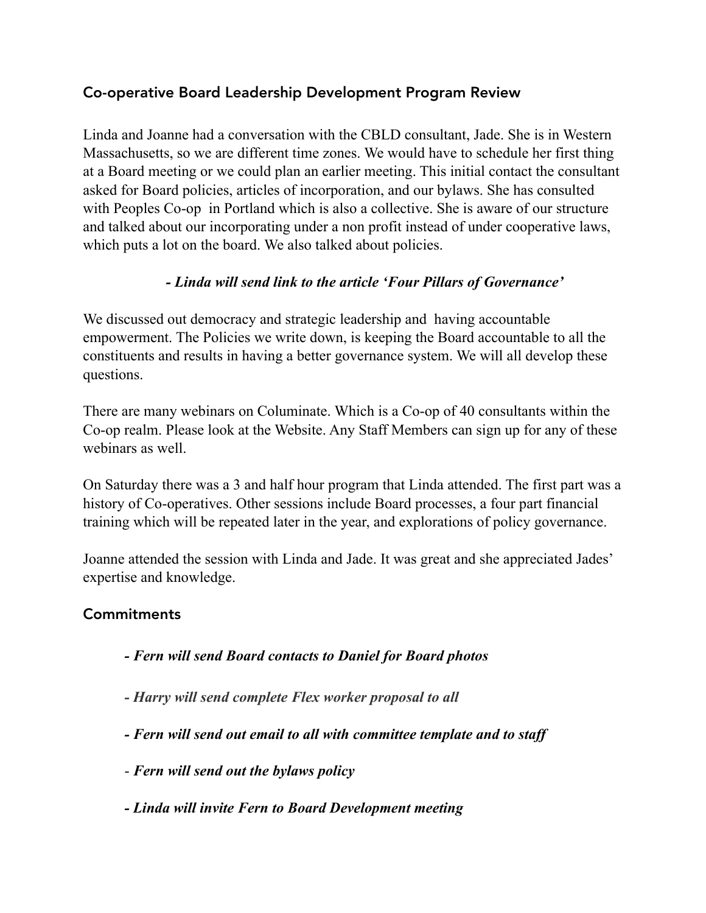## Co-operative Board Leadership Development Program Review

Linda and Joanne had a conversation with the CBLD consultant, Jade. She is in Western Massachusetts, so we are different time zones. We would have to schedule her first thing at a Board meeting or we could plan an earlier meeting. This initial contact the consultant asked for Board policies, articles of incorporation, and our bylaws. She has consulted with Peoples Co-op  in Portland which is also a collective. She is aware of our structure and talked about our incorporating under a non profit instead of under cooperative laws, which puts a lot on the board. We also talked about policies.

***- Linda will send link to the article 'Four Pillars of Governance'***

We discussed out democracy and strategic leadership and  having accountable empowerment. The Policies we write down, is keeping the Board accountable to all the constituents and results in having a better governance system. We will all develop these questions.

There are many webinars on Columinate. Which is a Co-op of 40 consultants within the Co-op realm. Please look at the Website. Any Staff Members can sign up for any of these webinars as well.

On Saturday there was a 3 and half hour program that Linda attended. The first part was a history of Co-operatives. Other sessions include Board processes, a four part financial training which will be repeated later in the year, and explorations of policy governance.

Joanne attended the session with Linda and Jade. It was great and she appreciated Jades' expertise and knowledge.

## Commitments

***- Fern will send Board contacts to Daniel for Board photos***

***- Harry will send complete Flex worker proposal to all***

***- Fern will send out email to all with committee template and to staff***

- ***Fern will send out the bylaws policy***

***- Linda will invite Fern to Board Development meeting***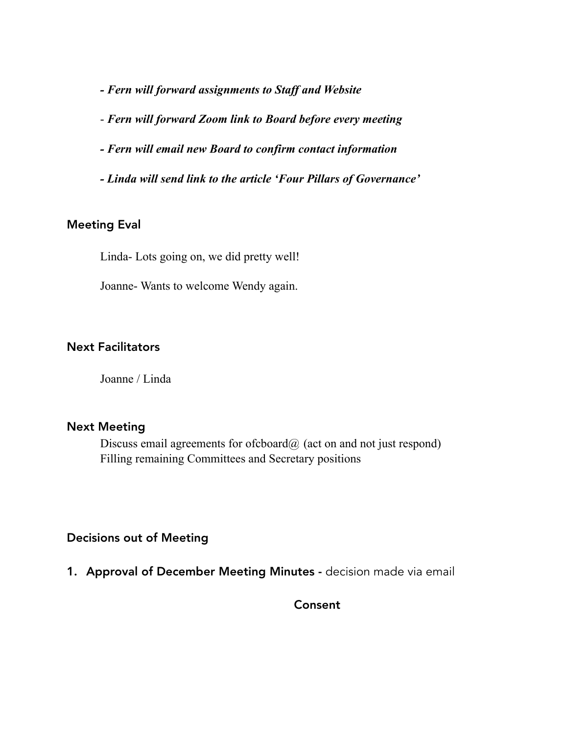*- Fern will forward assignments to Staff and Website*

*- Fern will forward Zoom link to Board before every meeting*

*- Fern will email new Board to confirm contact information*

*- Linda will send link to the article 'Four Pillars of Governance'*

## Meeting Eval

Linda- Lots going on, we did pretty well!

Joanne- Wants to welcome Wendy again.

## Next Facilitators

Joanne / Linda

## Next Meeting

Discuss email agreements for ofcboard@ (act on and not just respond)
Filling remaining Committees and Secretary positions

## Decisions out of Meeting

1. **Approval of December Meeting Minutes -** decision made via email

**Consent**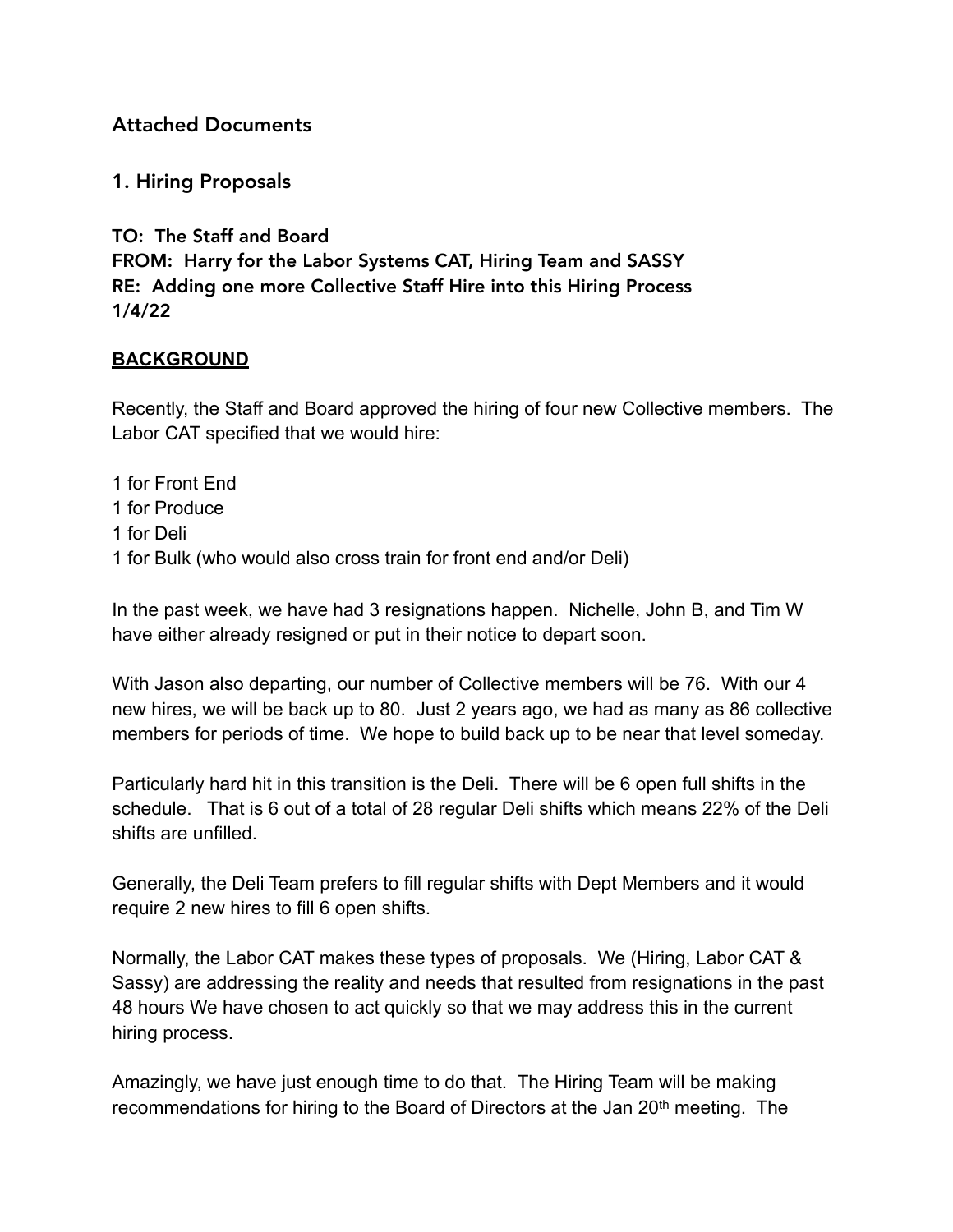## Attached Documents

### 1. Hiring Proposals

**TO: The Staff and Board**
**FROM: Harry for the Labor Systems CAT, Hiring Team and SASSY**
**RE: Adding one more Collective Staff Hire into this Hiring Process**
**1/4/22**

**BACKGROUND**

Recently, the Staff and Board approved the hiring of four new Collective members. The Labor CAT specified that we would hire:

1 for Front End
1 for Produce
1 for Deli
1 for Bulk (who would also cross train for front end and/or Deli)

In the past week, we have had 3 resignations happen. Nichelle, John B, and Tim W have either already resigned or put in their notice to depart soon.

With Jason also departing, our number of Collective members will be 76. With our 4 new hires, we will be back up to 80. Just 2 years ago, we had as many as 86 collective members for periods of time. We hope to build back up to be near that level someday.

Particularly hard hit in this transition is the Deli. There will be 6 open full shifts in the schedule. That is 6 out of a total of 28 regular Deli shifts which means 22% of the Deli shifts are unfilled.

Generally, the Deli Team prefers to fill regular shifts with Dept Members and it would require 2 new hires to fill 6 open shifts.

Normally, the Labor CAT makes these types of proposals. We (Hiring, Labor CAT & Sassy) are addressing the reality and needs that resulted from resignations in the past 48 hours We have chosen to act quickly so that we may address this in the current hiring process.

Amazingly, we have just enough time to do that. The Hiring Team will be making recommendations for hiring to the Board of Directors at the Jan 20th meeting. The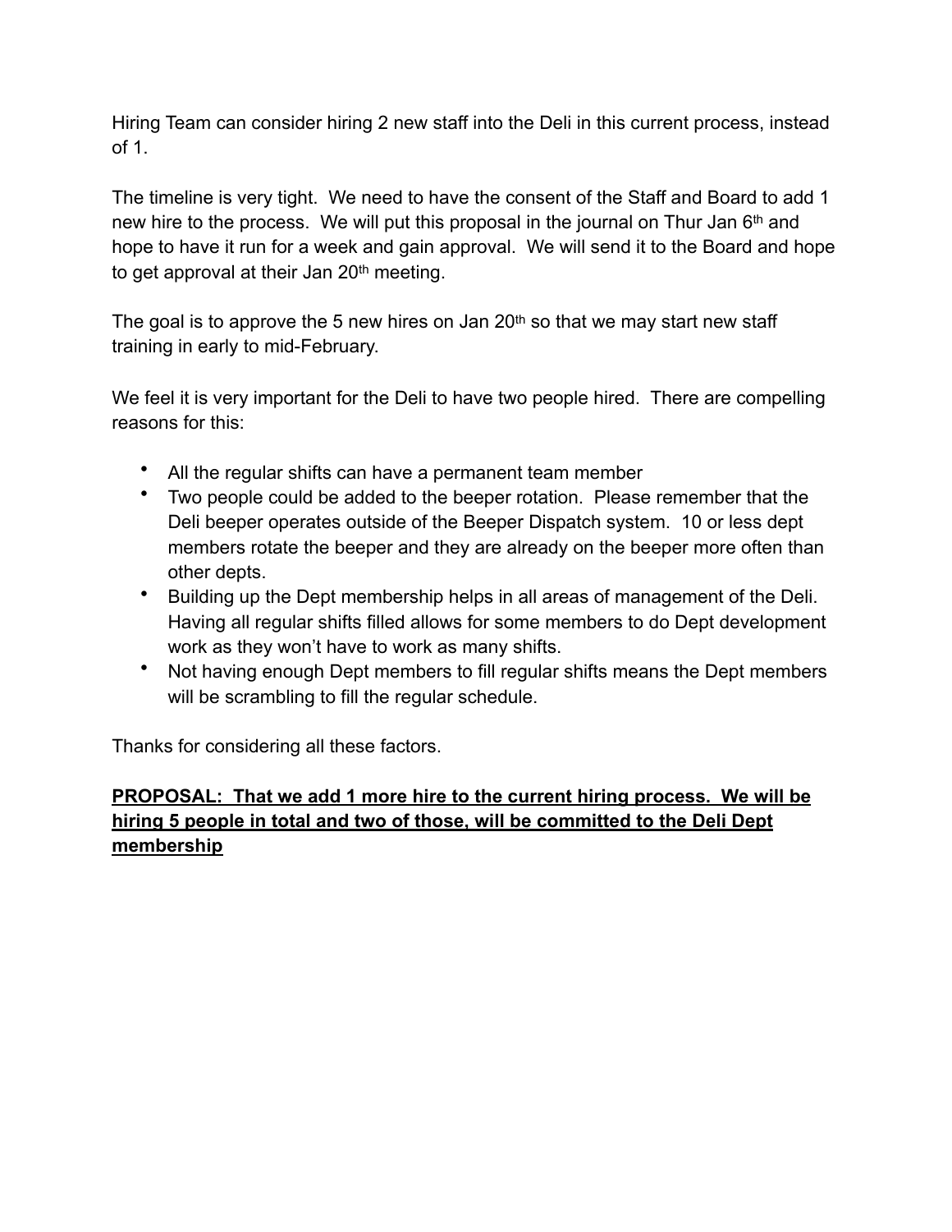Hiring Team can consider hiring 2 new staff into the Deli in this current process, instead of 1.

The timeline is very tight. We need to have the consent of the Staff and Board to add 1 new hire to the process. We will put this proposal in the journal on Thur Jan 6th and hope to have it run for a week and gain approval. We will send it to the Board and hope to get approval at their Jan 20th meeting.

The goal is to approve the 5 new hires on Jan 20th so that we may start new staff training in early to mid-February.

We feel it is very important for the Deli to have two people hired. There are compelling reasons for this:

- All the regular shifts can have a permanent team member
- Two people could be added to the beeper rotation. Please remember that the Deli beeper operates outside of the Beeper Dispatch system. 10 or less dept members rotate the beeper and they are already on the beeper more often than other depts.
- Building up the Dept membership helps in all areas of management of the Deli. Having all regular shifts filled allows for some members to do Dept development work as they won't have to work as many shifts.
- Not having enough Dept members to fill regular shifts means the Dept members will be scrambling to fill the regular schedule.

Thanks for considering all these factors.

**PROPOSAL: That we add 1 more hire to the current hiring process. We will be hiring 5 people in total and two of those, will be committed to the Deli Dept membership**